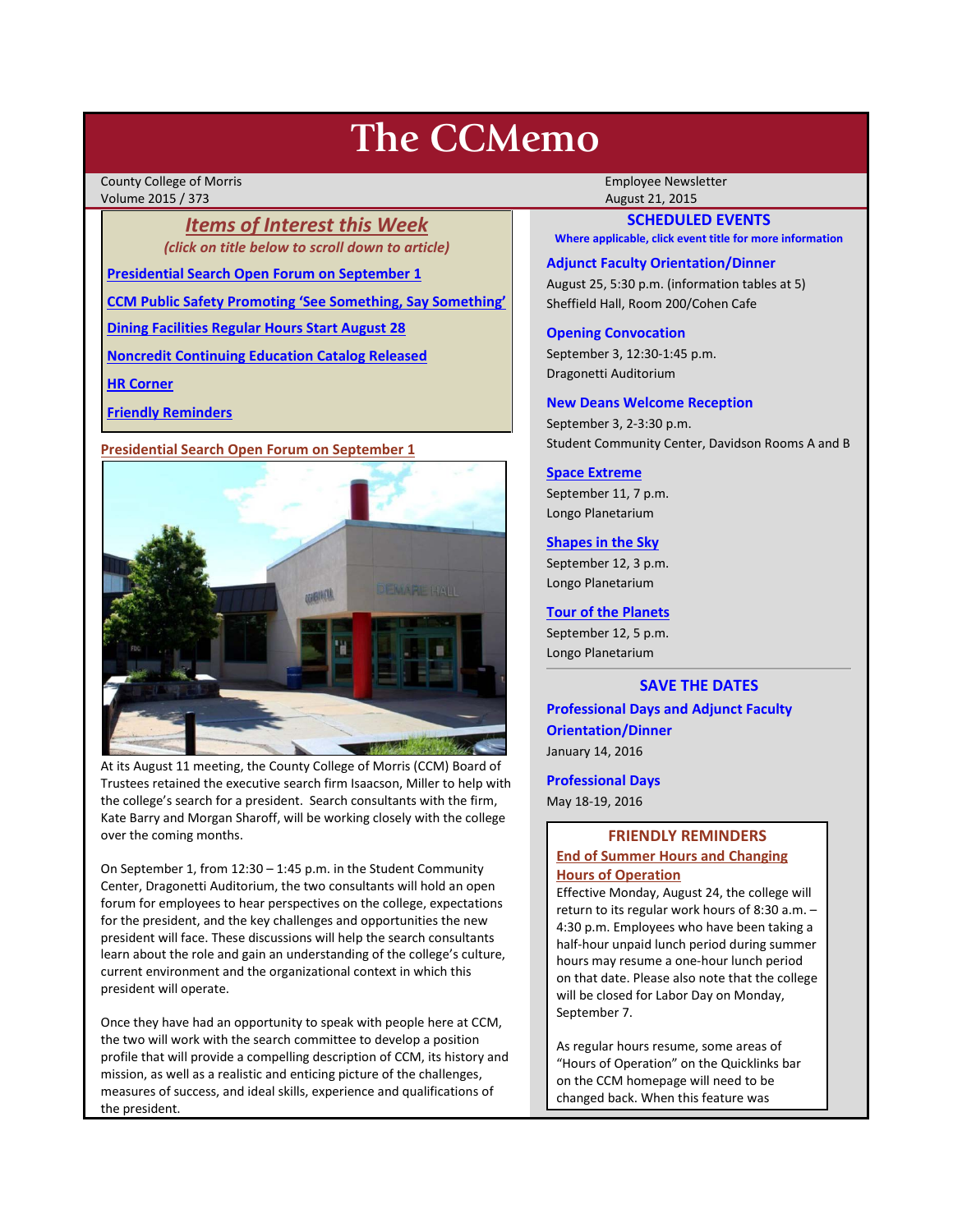# The CCMemo

County College of Morris
Volume 2015 / 373

Employee Newsletter
August 21, 2015

## *Items of Interest this Week*

*(click on title below to scroll down to article)*

**Presidential Search Open Forum on September 1**

**CCM Public Safety Promoting 'See Something, Say Something'**

**Dining Facilities Regular Hours Start August 28**

**Noncredit Continuing Education Catalog Released**

**HR Corner**

**Friendly Reminders**

### Presidential Search Open Forum on September 1

At its August 11 meeting, the County College of Morris (CCM) Board of Trustees retained the executive search firm Isaacson, Miller to help with the college's search for a president. Search consultants with the firm, Kate Barry and Morgan Sharoff, will be working closely with the college over the coming months.

On September 1, from 12:30 – 1:45 p.m. in the Student Community Center, Dragonetti Auditorium, the two consultants will hold an open forum for employees to hear perspectives on the college, expectations for the president, and the key challenges and opportunities the new president will face. These discussions will help the search consultants learn about the role and gain an understanding of the college's culture, current environment and the organizational context in which this president will operate.

Once they have had an opportunity to speak with people here at CCM, the two will work with the search committee to develop a position profile that will provide a compelling description of CCM, its history and mission, as well as a realistic and enticing picture of the challenges, measures of success, and ideal skills, experience and qualifications of the president.

## SCHEDULED EVENTS

**Where applicable, click event title for more information**

**Adjunct Faculty Orientation/Dinner**
August 25, 5:30 p.m. (information tables at 5)
Sheffield Hall, Room 200/Cohen Cafe

**Opening Convocation**
September 3, 12:30-1:45 p.m.
Dragonetti Auditorium

**New Deans Welcome Reception**
September 3, 2-3:30 p.m.
Student Community Center, Davidson Rooms A and B

**Space Extreme**
September 11, 7 p.m.
Longo Planetarium

**Shapes in the Sky**
September 12, 3 p.m.
Longo Planetarium

**Tour of the Planets**
September 12, 5 p.m.
Longo Planetarium

## SAVE THE DATES

**Professional Days and Adjunct Faculty Orientation/Dinner**
January 14, 2016

**Professional Days**
May 18-19, 2016

## FRIENDLY REMINDERS

**End of Summer Hours and Changing Hours of Operation**

Effective Monday, August 24, the college will return to its regular work hours of 8:30 a.m. – 4:30 p.m. Employees who have been taking a half-hour unpaid lunch period during summer hours may resume a one-hour lunch period on that date. Please also note that the college will be closed for Labor Day on Monday, September 7.

As regular hours resume, some areas of "Hours of Operation" on the Quicklinks bar on the CCM homepage will need to be changed back. When this feature was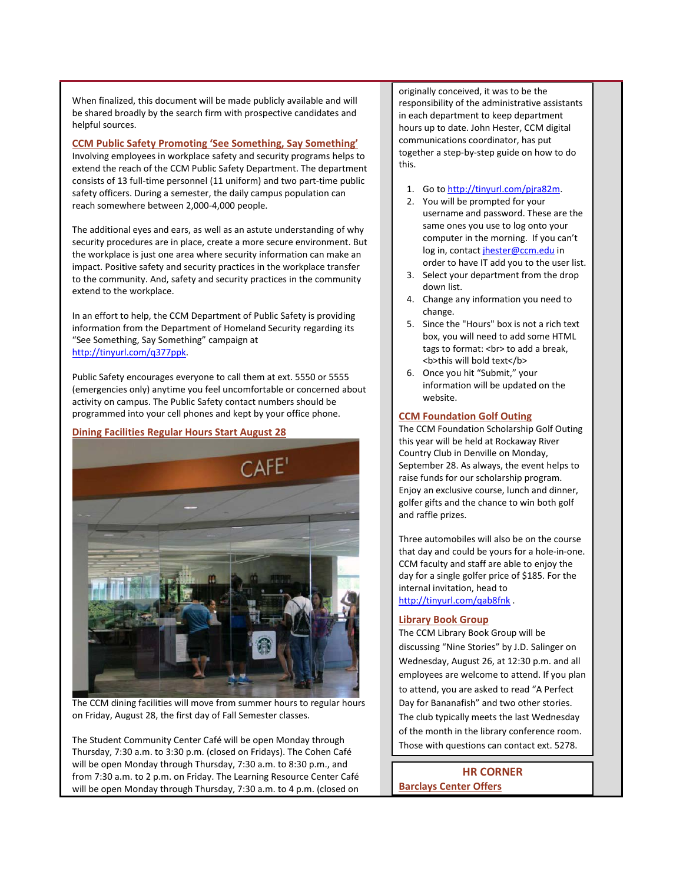When finalized, this document will be made publicly available and will be shared broadly by the search firm with prospective candidates and helpful sources.

### CCM Public Safety Promoting 'See Something, Say Something'

Involving employees in workplace safety and security programs helps to extend the reach of the CCM Public Safety Department. The department consists of 13 full-time personnel (11 uniform) and two part-time public safety officers. During a semester, the daily campus population can reach somewhere between 2,000-4,000 people.

The additional eyes and ears, as well as an astute understanding of why security procedures are in place, create a more secure environment. But the workplace is just one area where security information can make an impact. Positive safety and security practices in the workplace transfer to the community. And, safety and security practices in the community extend to the workplace.

In an effort to help, the CCM Department of Public Safety is providing information from the Department of Homeland Security regarding its "See Something, Say Something" campaign at http://tinyurl.com/q377ppk.

Public Safety encourages everyone to call them at ext. 5550 or 5555 (emergencies only) anytime you feel uncomfortable or concerned about activity on campus. The Public Safety contact numbers should be programmed into your cell phones and kept by your office phone.

### Dining Facilities Regular Hours Start August 28

The CCM dining facilities will move from summer hours to regular hours on Friday, August 28, the first day of Fall Semester classes.

The Student Community Center Café will be open Monday through Thursday, 7:30 a.m. to 3:30 p.m. (closed on Fridays). The Cohen Café will be open Monday through Thursday, 7:30 a.m. to 8:30 p.m., and from 7:30 a.m. to 2 p.m. on Friday. The Learning Resource Center Café will be open Monday through Thursday, 7:30 a.m. to 4 p.m. (closed on

originally conceived, it was to be the responsibility of the administrative assistants in each department to keep department hours up to date. John Hester, CCM digital communications coordinator, has put together a step-by-step guide on how to do this.

1. Go to http://tinyurl.com/pjra82m.
2. You will be prompted for your username and password. These are the same ones you use to log onto your computer in the morning. If you can't log in, contact jhester@ccm.edu in order to have IT add you to the user list.
3. Select your department from the drop down list.
4. Change any information you need to change.
5. Since the "Hours" box is not a rich text box, you will need to add some HTML tags to format: <br> to add a break, <b>this will bold text</b>
6. Once you hit "Submit," your information will be updated on the website.

### CCM Foundation Golf Outing

The CCM Foundation Scholarship Golf Outing this year will be held at Rockaway River Country Club in Denville on Monday, September 28. As always, the event helps to raise funds for our scholarship program. Enjoy an exclusive course, lunch and dinner, golfer gifts and the chance to win both golf and raffle prizes.

Three automobiles will also be on the course that day and could be yours for a hole-in-one. CCM faculty and staff are able to enjoy the day for a single golfer price of $185. For the internal invitation, head to http://tinyurl.com/qab8fnk .

### Library Book Group

The CCM Library Book Group will be discussing "Nine Stories" by J.D. Salinger on Wednesday, August 26, at 12:30 p.m. and all employees are welcome to attend. If you plan to attend, you are asked to read "A Perfect Day for Bananafish" and two other stories. The club typically meets the last Wednesday of the month in the library conference room. Those with questions can contact ext. 5278.

## HR CORNER

### Barclays Center Offers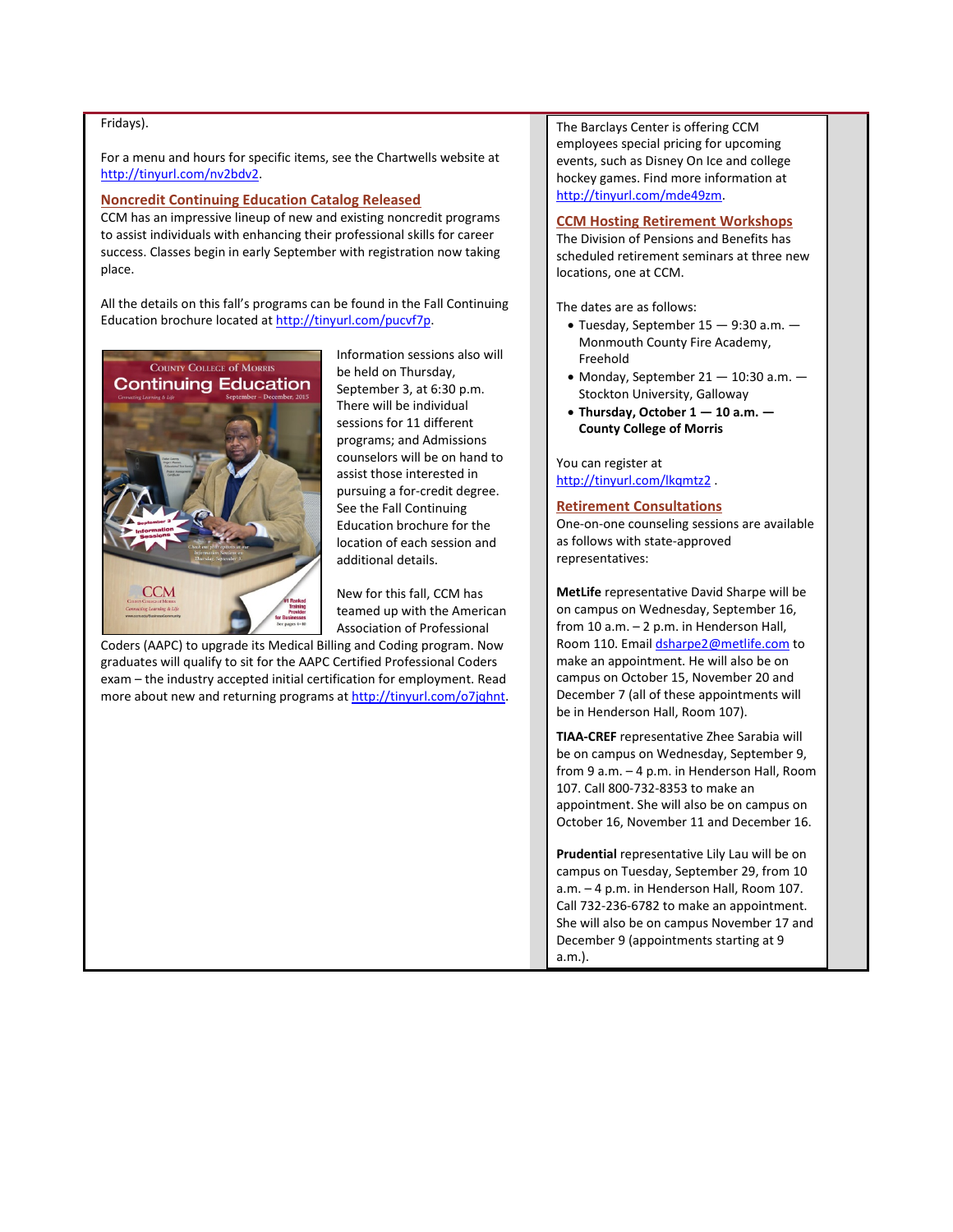Fridays).

For a menu and hours for specific items, see the Chartwells website at http://tinyurl.com/nv2bdv2.

## Noncredit Continuing Education Catalog Released

CCM has an impressive lineup of new and existing noncredit programs to assist individuals with enhancing their professional skills for career success. Classes begin in early September with registration now taking place.

All the details on this fall's programs can be found in the Fall Continuing Education brochure located at http://tinyurl.com/pucvf7p.

Information sessions also will be held on Thursday, September 3, at 6:30 p.m. There will be individual sessions for 11 different programs; and Admissions counselors will be on hand to assist those interested in pursuing a for-credit degree. See the Fall Continuing Education brochure for the location of each session and additional details.

New for this fall, CCM has teamed up with the American Association of Professional Coders (AAPC) to upgrade its Medical Billing and Coding program. Now graduates will qualify to sit for the AAPC Certified Professional Coders exam – the industry accepted initial certification for employment. Read more about new and returning programs at http://tinyurl.com/o7jqhnt.

The Barclays Center is offering CCM employees special pricing for upcoming events, such as Disney On Ice and college hockey games. Find more information at http://tinyurl.com/mde49zm.

## CCM Hosting Retirement Workshops

The Division of Pensions and Benefits has scheduled retirement seminars at three new locations, one at CCM.

The dates are as follows:

- Tuesday, September 15 — 9:30 a.m. — Monmouth County Fire Academy, Freehold
- Monday, September 21 — 10:30 a.m. — Stockton University, Galloway
- **Thursday, October 1 — 10 a.m. — County College of Morris**

You can register at http://tinyurl.com/lkqmtz2 .

## Retirement Consultations

One-on-one counseling sessions are available as follows with state-approved representatives:

**MetLife** representative David Sharpe will be on campus on Wednesday, September 16, from 10 a.m. – 2 p.m. in Henderson Hall, Room 110. Email dsharpe2@metlife.com to make an appointment. He will also be on campus on October 15, November 20 and December 7 (all of these appointments will be in Henderson Hall, Room 107).

**TIAA-CREF** representative Zhee Sarabia will be on campus on Wednesday, September 9, from 9 a.m. – 4 p.m. in Henderson Hall, Room 107. Call 800-732-8353 to make an appointment. She will also be on campus on October 16, November 11 and December 16.

**Prudential** representative Lily Lau will be on campus on Tuesday, September 29, from 10 a.m. – 4 p.m. in Henderson Hall, Room 107. Call 732-236-6782 to make an appointment. She will also be on campus November 17 and December 9 (appointments starting at 9 a.m.).